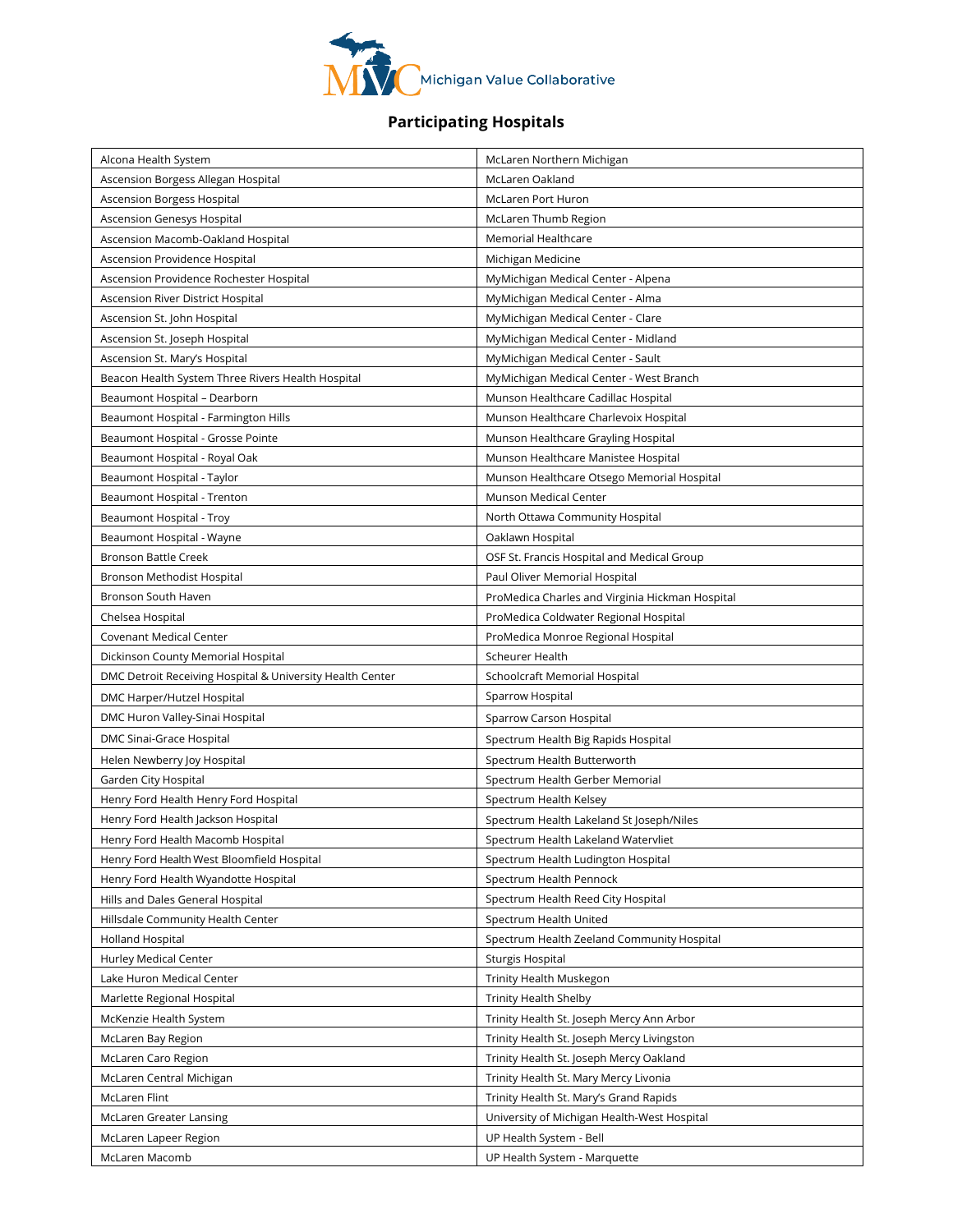Michigan Value Collaborative

## Participating Hospitals

| | |
|---|---|
| Alcona Health System | McLaren Northern Michigan |
| Ascension Borgess Allegan Hospital | McLaren Oakland |
| Ascension Borgess Hospital | McLaren Port Huron |
| Ascension Genesys Hospital | McLaren Thumb Region |
| Ascension Macomb-Oakland Hospital | Memorial Healthcare |
| Ascension Providence Hospital | Michigan Medicine |
| Ascension Providence Rochester Hospital | MyMichigan Medical Center - Alpena |
| Ascension River District Hospital | MyMichigan Medical Center - Alma |
| Ascension St. John Hospital | MyMichigan Medical Center - Clare |
| Ascension St. Joseph Hospital | MyMichigan Medical Center - Midland |
| Ascension St. Mary's Hospital | MyMichigan Medical Center - Sault |
| Beacon Health System Three Rivers Health Hospital | MyMichigan Medical Center - West Branch |
| Beaumont Hospital – Dearborn | Munson Healthcare Cadillac Hospital |
| Beaumont Hospital - Farmington Hills | Munson Healthcare Charlevoix Hospital |
| Beaumont Hospital - Grosse Pointe | Munson Healthcare Grayling Hospital |
| Beaumont Hospital - Royal Oak | Munson Healthcare Manistee Hospital |
| Beaumont Hospital - Taylor | Munson Healthcare Otsego Memorial Hospital |
| Beaumont Hospital - Trenton | Munson Medical Center |
| Beaumont Hospital - Troy | North Ottawa Community Hospital |
| Beaumont Hospital - Wayne | Oaklawn Hospital |
| Bronson Battle Creek | OSF St. Francis Hospital and Medical Group |
| Bronson Methodist Hospital | Paul Oliver Memorial Hospital |
| Bronson South Haven | ProMedica Charles and Virginia Hickman Hospital |
| Chelsea Hospital | ProMedica Coldwater Regional Hospital |
| Covenant Medical Center | ProMedica Monroe Regional Hospital |
| Dickinson County Memorial Hospital | Scheurer Health |
| DMC Detroit Receiving Hospital & University Health Center | Schoolcraft Memorial Hospital |
| DMC Harper/Hutzel Hospital | Sparrow Hospital |
| DMC Huron Valley-Sinai Hospital | Sparrow Carson Hospital |
| DMC Sinai-Grace Hospital | Spectrum Health Big Rapids Hospital |
| Helen Newberry Joy Hospital | Spectrum Health Butterworth |
| Garden City Hospital | Spectrum Health Gerber Memorial |
| Henry Ford Health Henry Ford Hospital | Spectrum Health Kelsey |
| Henry Ford Health Jackson Hospital | Spectrum Health Lakeland St Joseph/Niles |
| Henry Ford Health Macomb Hospital | Spectrum Health Lakeland Watervliet |
| Henry Ford Health West Bloomfield Hospital | Spectrum Health Ludington Hospital |
| Henry Ford Health Wyandotte Hospital | Spectrum Health Pennock |
| Hills and Dales General Hospital | Spectrum Health Reed City Hospital |
| Hillsdale Community Health Center | Spectrum Health United |
| Holland Hospital | Spectrum Health Zeeland Community Hospital |
| Hurley Medical Center | Sturgis Hospital |
| Lake Huron Medical Center | Trinity Health Muskegon |
| Marlette Regional Hospital | Trinity Health Shelby |
| McKenzie Health System | Trinity Health St. Joseph Mercy Ann Arbor |
| McLaren Bay Region | Trinity Health St. Joseph Mercy Livingston |
| McLaren Caro Region | Trinity Health St. Joseph Mercy Oakland |
| McLaren Central Michigan | Trinity Health St. Mary Mercy Livonia |
| McLaren Flint | Trinity Health St. Mary's Grand Rapids |
| McLaren Greater Lansing | University of Michigan Health-West Hospital |
| McLaren Lapeer Region | UP Health System - Bell |
| McLaren Macomb | UP Health System - Marquette |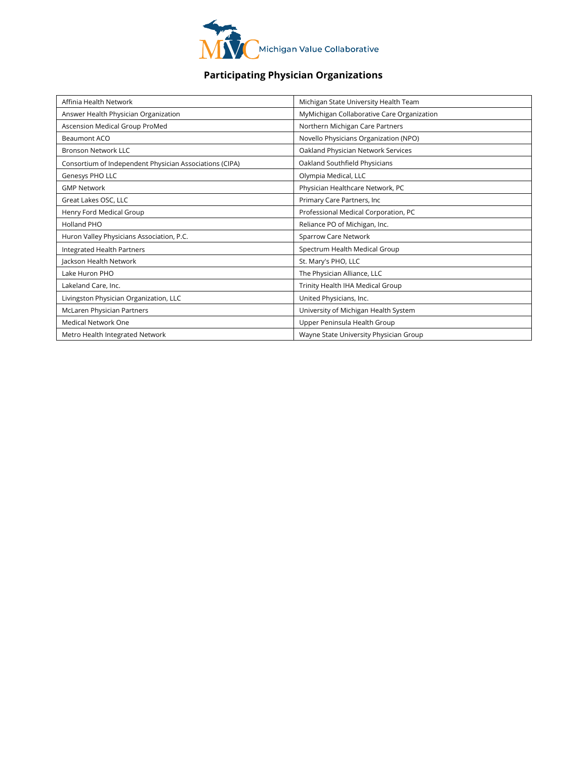Michigan Value Collaborative

## Participating Physician Organizations

| | |
|---|---|
| Affinia Health Network | Michigan State University Health Team |
| Answer Health Physician Organization | MyMichigan Collaborative Care Organization |
| Ascension Medical Group ProMed | Northern Michigan Care Partners |
| Beaumont ACO | Novello Physicians Organization (NPO) |
| Bronson Network LLC | Oakland Physician Network Services |
| Consortium of Independent Physician Associations (CIPA) | Oakland Southfield Physicians |
| Genesys PHO LLC | Olympia Medical, LLC |
| GMP Network | Physician Healthcare Network, PC |
| Great Lakes OSC, LLC | Primary Care Partners, Inc |
| Henry Ford Medical Group | Professional Medical Corporation, PC |
| Holland PHO | Reliance PO of Michigan, Inc. |
| Huron Valley Physicians Association, P.C. | Sparrow Care Network |
| Integrated Health Partners | Spectrum Health Medical Group |
| Jackson Health Network | St. Mary's PHO, LLC |
| Lake Huron PHO | The Physician Alliance, LLC |
| Lakeland Care, Inc. | Trinity Health IHA Medical Group |
| Livingston Physician Organization, LLC | United Physicians, Inc. |
| McLaren Physician Partners | University of Michigan Health System |
| Medical Network One | Upper Peninsula Health Group |
| Metro Health Integrated Network | Wayne State University Physician Group |